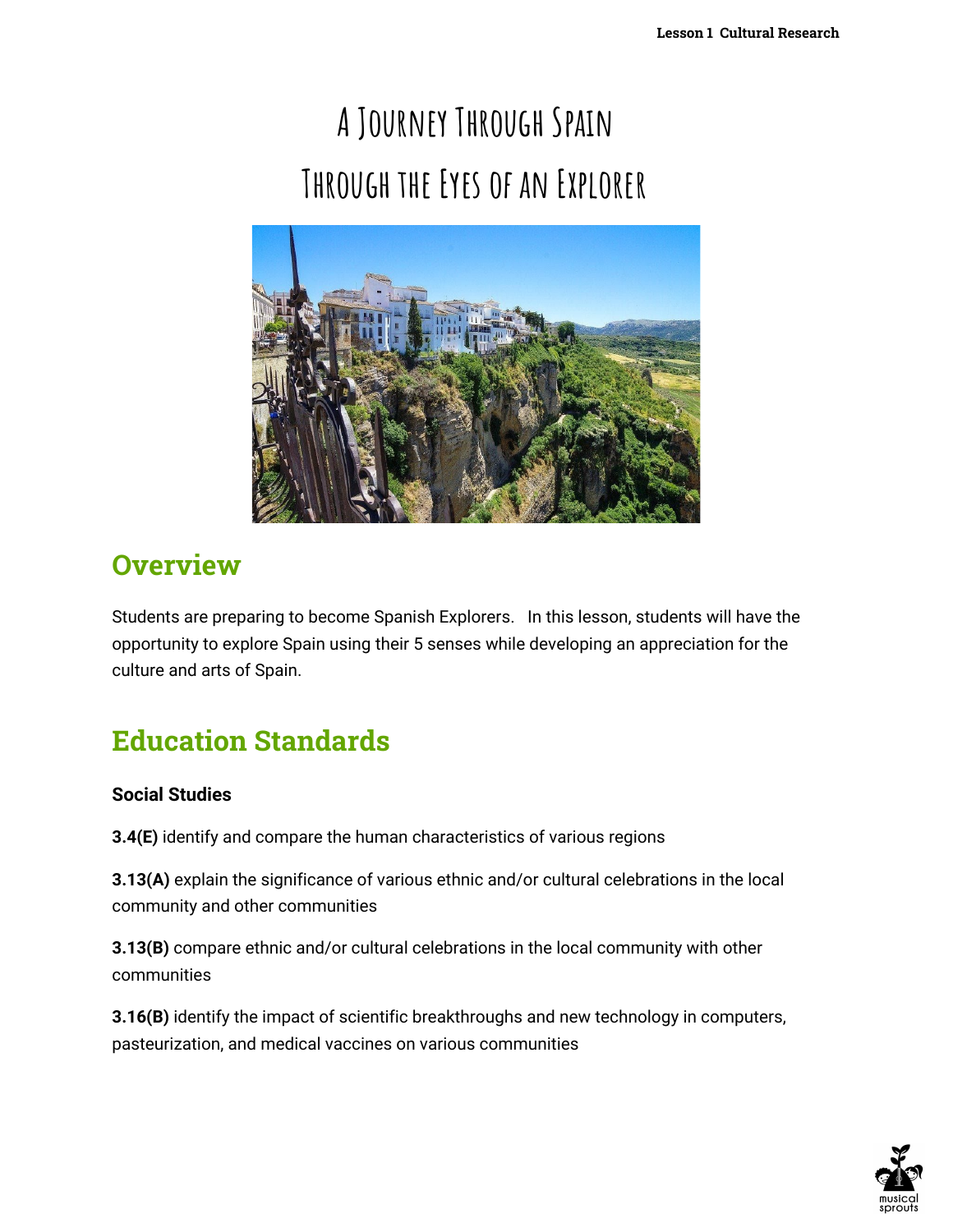# A Journey Through Spain

# Through the Eyes of an Explorer

## Overview

Students are preparing to become Spanish Explorers. In this lesson, students will have the opportunity to explore Spain using their 5 senses while developing an appreciation for the culture and arts of Spain.

## Education Standards

### Social Studies

**3.4(E)** identify and compare the human characteristics of various regions

**3.13(A)** explain the significance of various ethnic and/or cultural celebrations in the local community and other communities

**3.13(B)** compare ethnic and/or cultural celebrations in the local community with other communities

**3.16(B)** identify the impact of scientific breakthroughs and new technology in computers, pasteurization, and medical vaccines on various communities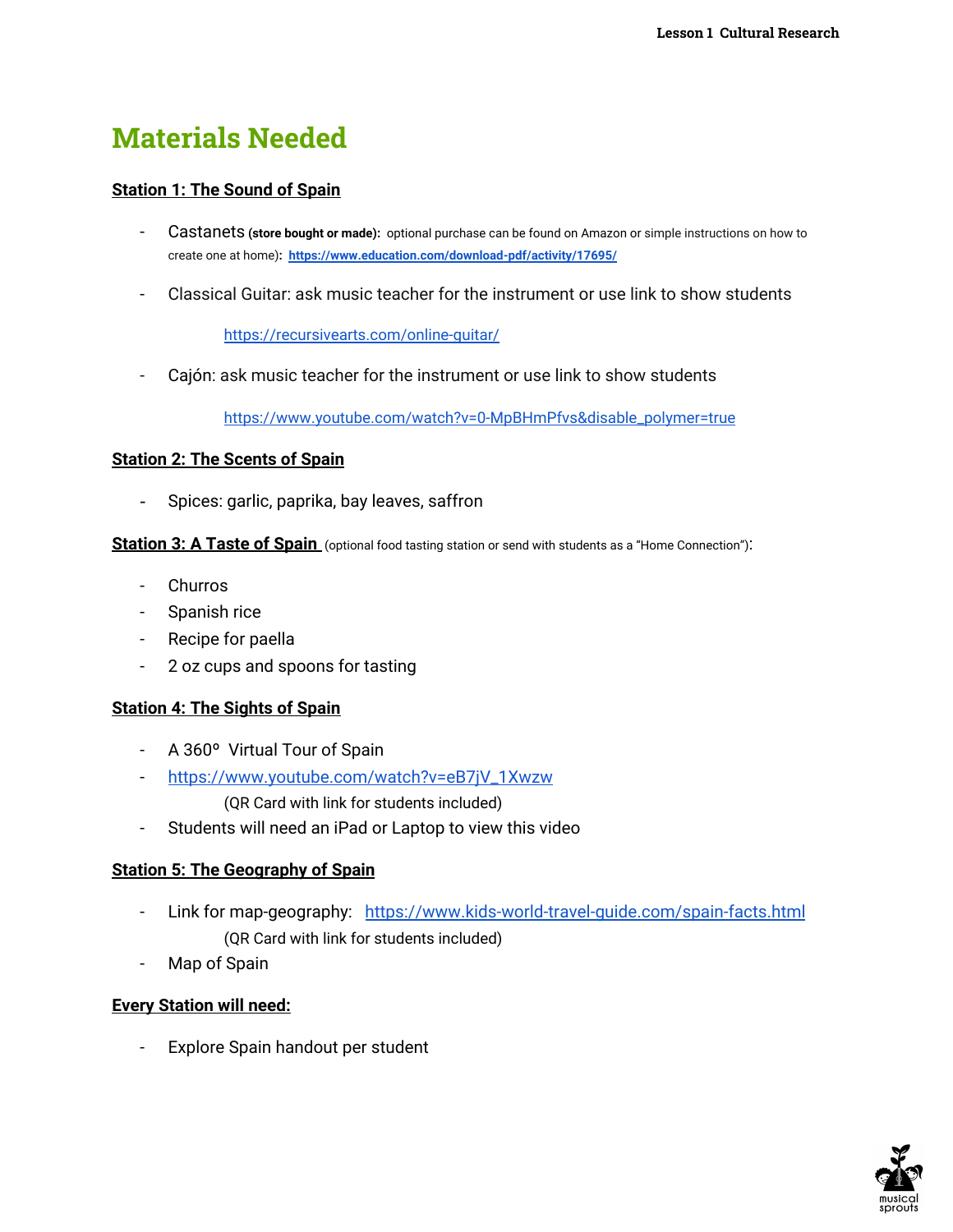# Materials Needed

**Station 1: The Sound of Spain**

- Castanets **(store bought or made):** optional purchase can be found on Amazon or simple instructions on how to create one at home)**: https://www.education.com/download-pdf/activity/17695/**
- Classical Guitar: ask music teacher for the instrument or use link to show students

  https://recursivearts.com/online-guitar/
- Cajón: ask music teacher for the instrument or use link to show students

  https://www.youtube.com/watch?v=0-MpBHmPfvs&disable_polymer=true

**Station 2: The Scents of Spain**

- Spices: garlic, paprika, bay leaves, saffron

**Station 3: A Taste of Spain** (optional food tasting station or send with students as a "Home Connection"):

- Churros
- Spanish rice
- Recipe for paella
- 2 oz cups and spoons for tasting

**Station 4: The Sights of Spain**

- A 360º Virtual Tour of Spain
- https://www.youtube.com/watch?v=eB7jV_1Xwzw

  (QR Card with link for students included)
- Students will need an iPad or Laptop to view this video

**Station 5: The Geography of Spain**

- Link for map-geography: https://www.kids-world-travel-guide.com/spain-facts.html

  (QR Card with link for students included)
- Map of Spain

**Every Station will need:**

- Explore Spain handout per student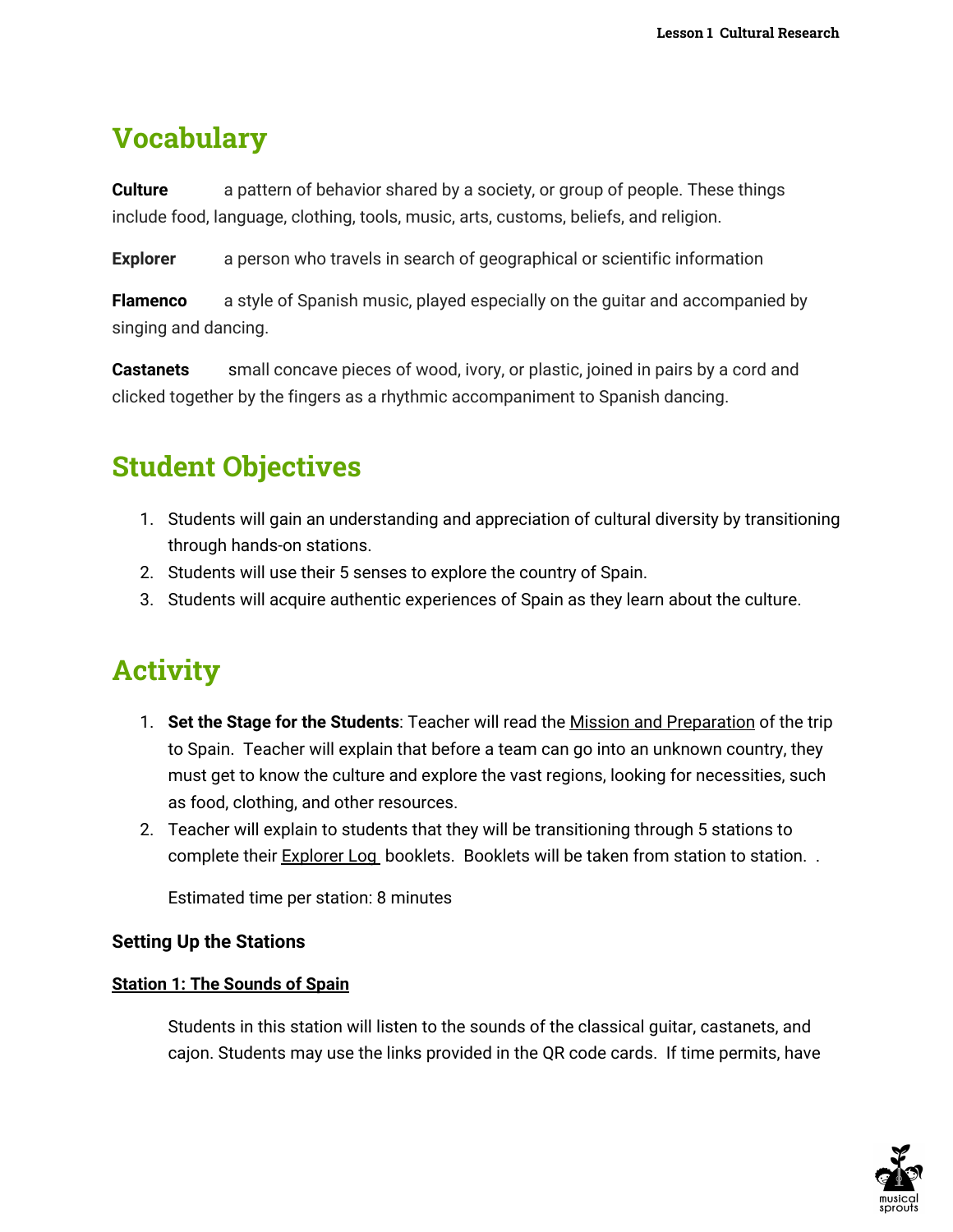## Vocabulary

**Culture** a pattern of behavior shared by a society, or group of people. These things include food, language, clothing, tools, music, arts, customs, beliefs, and religion.

**Explorer** a person who travels in search of geographical or scientific information

**Flamenco** a style of Spanish music, played especially on the guitar and accompanied by singing and dancing.

**Castanets** small concave pieces of wood, ivory, or plastic, joined in pairs by a cord and clicked together by the fingers as a rhythmic accompaniment to Spanish dancing.

## Student Objectives

1. Students will gain an understanding and appreciation of cultural diversity by transitioning through hands-on stations.
2. Students will use their 5 senses to explore the country of Spain.
3. Students will acquire authentic experiences of Spain as they learn about the culture.

## Activity

1. **Set the Stage for the Students**: Teacher will read the Mission and Preparation of the trip to Spain. Teacher will explain that before a team can go into an unknown country, they must get to know the culture and explore the vast regions, looking for necessities, such as food, clothing, and other resources.
2. Teacher will explain to students that they will be transitioning through 5 stations to complete their Explorer Log booklets. Booklets will be taken from station to station. .

   Estimated time per station: 8 minutes

**Setting Up the Stations**

**Station 1: The Sounds of Spain**

Students in this station will listen to the sounds of the classical guitar, castanets, and cajon. Students may use the links provided in the QR code cards. If time permits, have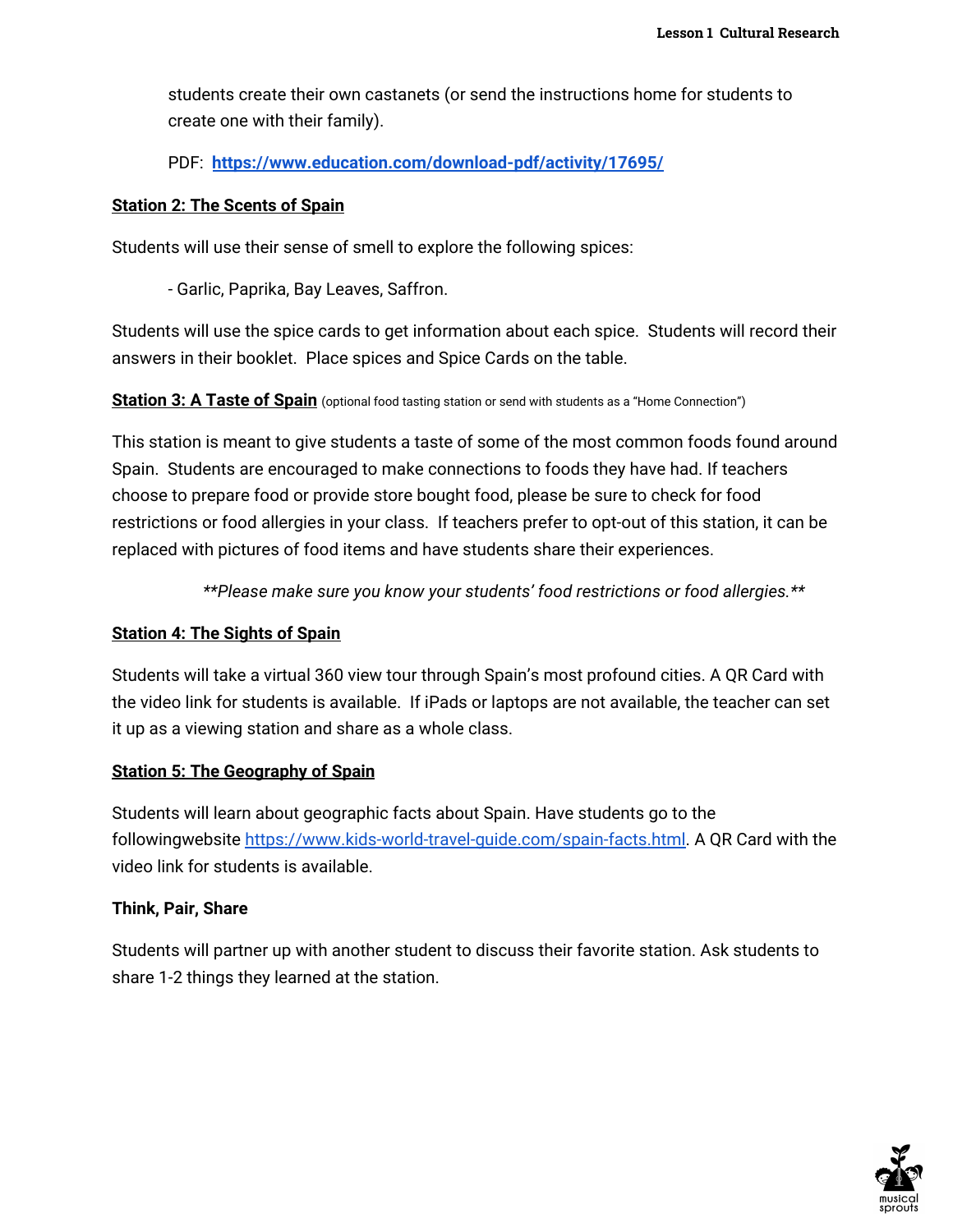students create their own castanets (or send the instructions home for students to create one with their family).

PDF: **https://www.education.com/download-pdf/activity/17695/**

**Station 2: The Scents of Spain**

Students will use their sense of smell to explore the following spices:

- Garlic, Paprika, Bay Leaves, Saffron.

Students will use the spice cards to get information about each spice. Students will record their answers in their booklet. Place spices and Spice Cards on the table.

**Station 3: A Taste of Spain** (optional food tasting station or send with students as a "Home Connection")

This station is meant to give students a taste of some of the most common foods found around Spain. Students are encouraged to make connections to foods they have had. If teachers choose to prepare food or provide store bought food, please be sure to check for food restrictions or food allergies in your class. If teachers prefer to opt-out of this station, it can be replaced with pictures of food items and have students share their experiences.

*\*\*Please make sure you know your students' food restrictions or food allergies.\*\**

**Station 4: The Sights of Spain**

Students will take a virtual 360 view tour through Spain's most profound cities. A QR Card with the video link for students is available. If iPads or laptops are not available, the teacher can set it up as a viewing station and share as a whole class.

**Station 5: The Geography of Spain**

Students will learn about geographic facts about Spain. Have students go to the followingwebsite https://www.kids-world-travel-guide.com/spain-facts.html. A QR Card with the video link for students is available.

**Think, Pair, Share**

Students will partner up with another student to discuss their favorite station. Ask students to share 1-2 things they learned at the station.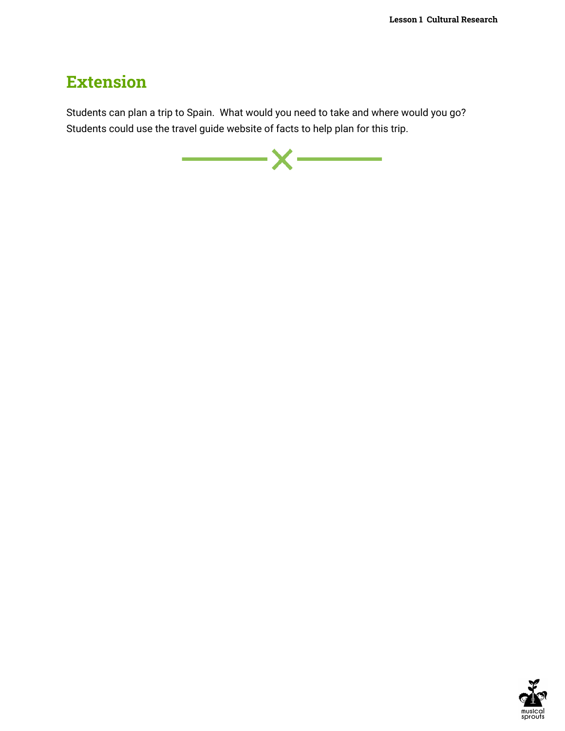## Extension

Students can plan a trip to Spain.  What would you need to take and where would you go? Students could use the travel guide website of facts to help plan for this trip.